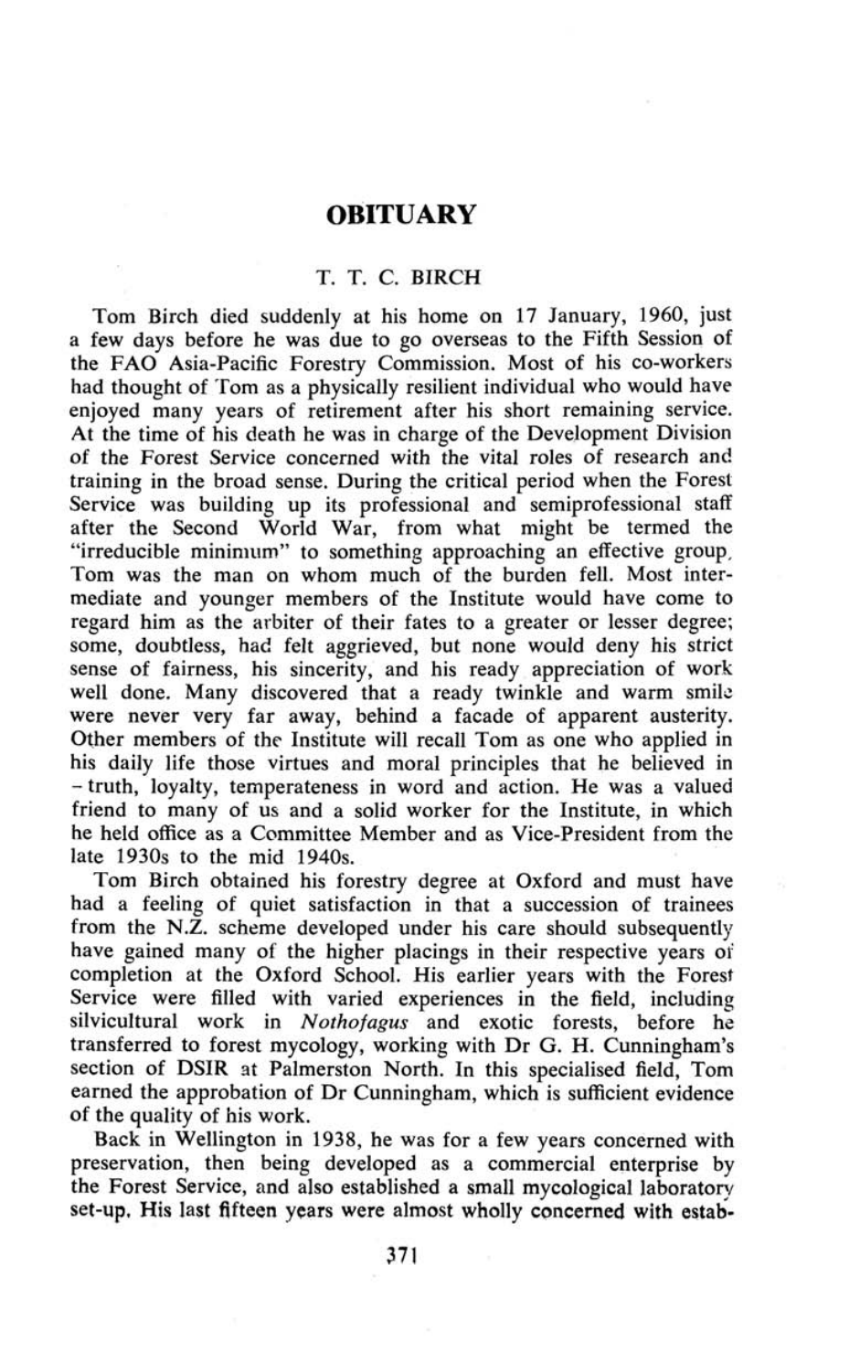# OBITUARY

## T. T. C. BIRCH

Tom Birch died suddenly at his home on 17 January, 1960, just a few days before he was due to go overseas to the Fifth Session of the FAO Asia-Pacific Forestry Commission. Most of his co-workers had thought of Tom as a physically resilient individual who would have enjoyed many years of retirement after his short remaining service. At the time of his death he was in charge of the Development Division of the Forest Service concerned with the vital roles of research and training in the broad sense. During the critical period when the Forest Service was building up its professional and semiprofessional staff after the Second World War, from what might be termed the "irreducible minimum" to something approaching an effective group, Tom was the man on whom much of the burden fell. Most intermediate and younger members of the Institute would have come to regard him as the arbiter of their fates to a greater or lesser degree; some, doubtless, had felt aggrieved, but none would deny his strict sense of fairness, his sincerity, and his ready appreciation of work well done. Many discovered that a ready twinkle and warm smile were never very far away, behind a facade of apparent austerity. Other members of the Institute will recall Tom as one who applied in his daily life those virtues and moral principles that he believed in – truth, loyalty, temperateness in word and action. He was a valued friend to many of us and a solid worker for the Institute, in which he held office as a Committee Member and as Vice-President from the late 1930s to the mid 1940s.

Tom Birch obtained his forestry degree at Oxford and must have had a feeling of quiet satisfaction in that a succession of trainees from the N.Z. scheme developed under his care should subsequently have gained many of the higher placings in their respective years of completion at the Oxford School. His earlier years with the Forest Service were filled with varied experiences in the field, including silvicultural work in *Nothofagus* and exotic forests, before he transferred to forest mycology, working with Dr G. H. Cunningham's section of DSIR at Palmerston North. In this specialised field, Tom earned the approbation of Dr Cunningham, which is sufficient evidence of the quality of his work.

Back in Wellington in 1938, he was for a few years concerned with preservation, then being developed as a commercial enterprise by the Forest Service, and also established a small mycological laboratory set-up. His last fifteen years were almost wholly concerned with estab-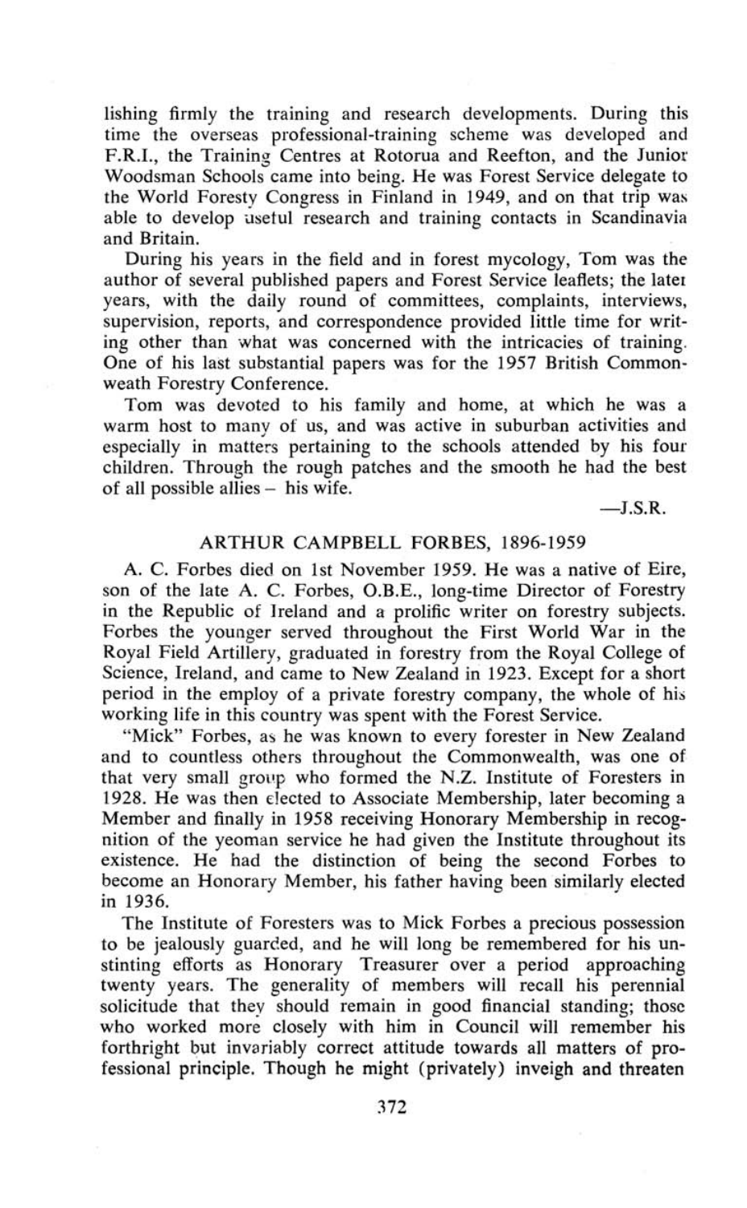lishing firmly the training and research developments. During this time the overseas professional-training scheme was developed and F.R.I., the Training Centres at Rotorua and Reefton, and the Junior Woodsman Schools came into being. He was Forest Service delegate to the World Foresty Congress in Finland in 1949, and on that trip was able to develop useful research and training contacts in Scandinavia and Britain.

During his years in the field and in forest mycology, Tom was the author of several published papers and Forest Service leaflets; the later years, with the daily round of committees, complaints, interviews, supervision, reports, and correspondence provided little time for writing other than what was concerned with the intricacies of training. One of his last substantial papers was for the 1957 British Commonweath Forestry Conference.

Tom was devoted to his family and home, at which he was a warm host to many of us, and was active in suburban activities and especially in matters pertaining to the schools attended by his four children. Through the rough patches and the smooth he had the best of all possible allies – his wife.

—J.S.R.

## ARTHUR CAMPBELL FORBES, 1896-1959

A. C. Forbes died on 1st November 1959. He was a native of Eire, son of the late A. C. Forbes, O.B.E., long-time Director of Forestry in the Republic of Ireland and a prolific writer on forestry subjects. Forbes the younger served throughout the First World War in the Royal Field Artillery, graduated in forestry from the Royal College of Science, Ireland, and came to New Zealand in 1923. Except for a short period in the employ of a private forestry company, the whole of his working life in this country was spent with the Forest Service.

"Mick" Forbes, as he was known to every forester in New Zealand and to countless others throughout the Commonwealth, was one of that very small group who formed the N.Z. Institute of Foresters in 1928. He was then elected to Associate Membership, later becoming a Member and finally in 1958 receiving Honorary Membership in recognition of the yeoman service he had given the Institute throughout its existence. He had the distinction of being the second Forbes to become an Honorary Member, his father having been similarly elected in 1936.

The Institute of Foresters was to Mick Forbes a precious possession to be jealously guarded, and he will long be remembered for his unstinting efforts as Honorary Treasurer over a period approaching twenty years. The generality of members will recall his perennial solicitude that they should remain in good financial standing; those who worked more closely with him in Council will remember his forthright but invariably correct attitude towards all matters of professional principle. Though he might (privately) inveigh and threaten